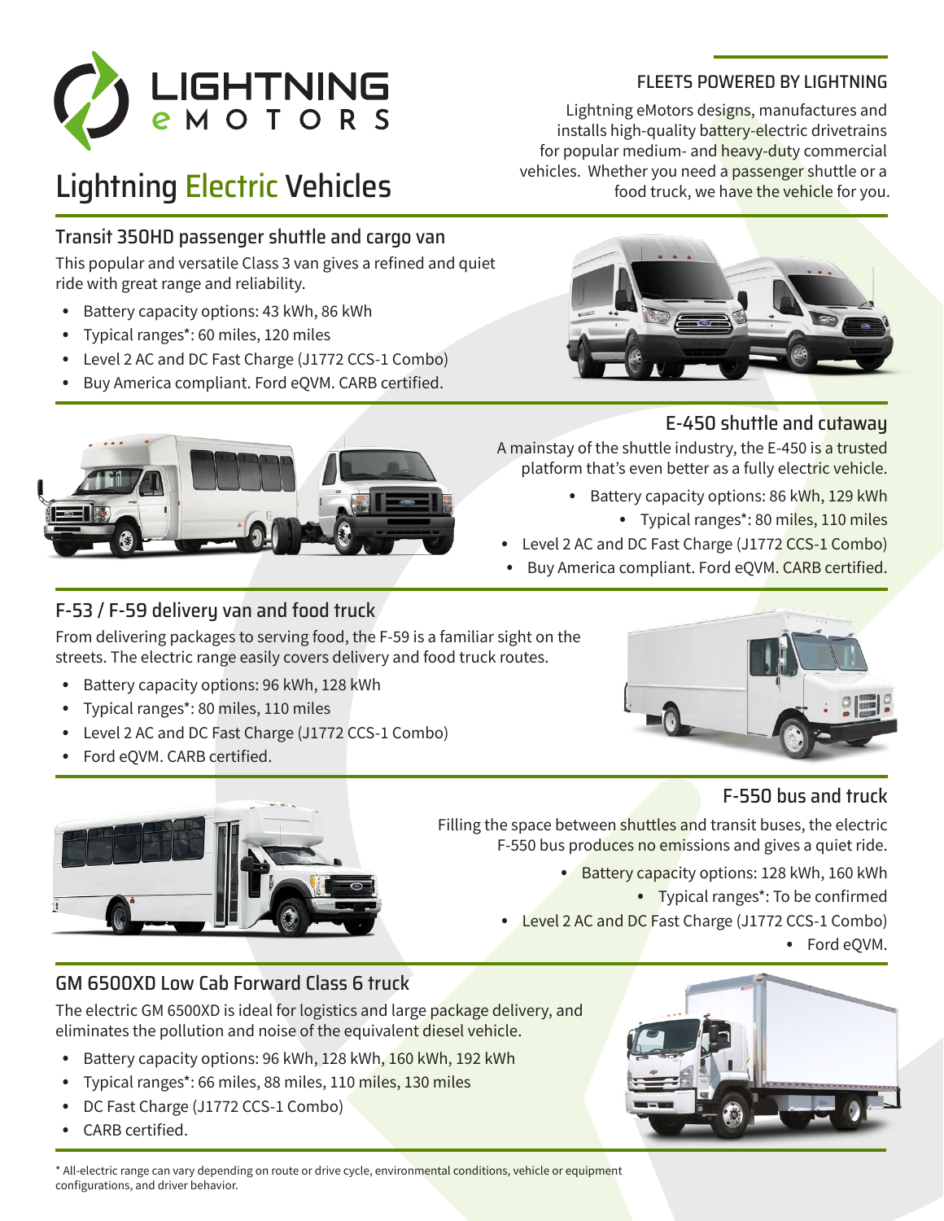LIGHTNING eMOTORS

# Lightning Electric Vehicles

## FLEETS POWERED BY LIGHTNING

Lightning eMotors designs, manufactures and installs high-quality battery-electric drivetrains for popular medium- and heavy-duty commercial vehicles. Whether you need a passenger shuttle or a food truck, we have the vehicle for you.

### Transit 350HD passenger shuttle and cargo van

This popular and versatile Class 3 van gives a refined and quiet ride with great range and reliability.

- Battery capacity options: 43 kWh, 86 kWh
- Typical ranges*: 60 miles, 120 miles
- Level 2 AC and DC Fast Charge (J1772 CCS-1 Combo)
- Buy America compliant. Ford eQVM. CARB certified.

### E-450 shuttle and cutaway

A mainstay of the shuttle industry, the E-450 is a trusted platform that's even better as a fully electric vehicle.

- Battery capacity options: 86 kWh, 129 kWh
- Typical ranges*: 80 miles, 110 miles
- Level 2 AC and DC Fast Charge (J1772 CCS-1 Combo)
- Buy America compliant. Ford eQVM. CARB certified.

### F-53 / F-59 delivery van and food truck

From delivering packages to serving food, the F-59 is a familiar sight on the streets. The electric range easily covers delivery and food truck routes.

- Battery capacity options: 96 kWh, 128 kWh
- Typical ranges*: 80 miles, 110 miles
- Level 2 AC and DC Fast Charge (J1772 CCS-1 Combo)
- Ford eQVM. CARB certified.

### F-550 bus and truck

Filling the space between shuttles and transit buses, the electric F-550 bus produces no emissions and gives a quiet ride.

- Battery capacity options: 128 kWh, 160 kWh
- Typical ranges*: To be confirmed
- Level 2 AC and DC Fast Charge (J1772 CCS-1 Combo)
- Ford eQVM.

### GM 6500XD Low Cab Forward Class 6 truck

The electric GM 6500XD is ideal for logistics and large package delivery, and eliminates the pollution and noise of the equivalent diesel vehicle.

- Battery capacity options: 96 kWh, 128 kWh, 160 kWh, 192 kWh
- Typical ranges*: 66 miles, 88 miles, 110 miles, 130 miles
- DC Fast Charge (J1772 CCS-1 Combo)
- CARB certified.

* All-electric range can vary depending on route or drive cycle, environmental conditions, vehicle or equipment configurations, and driver behavior.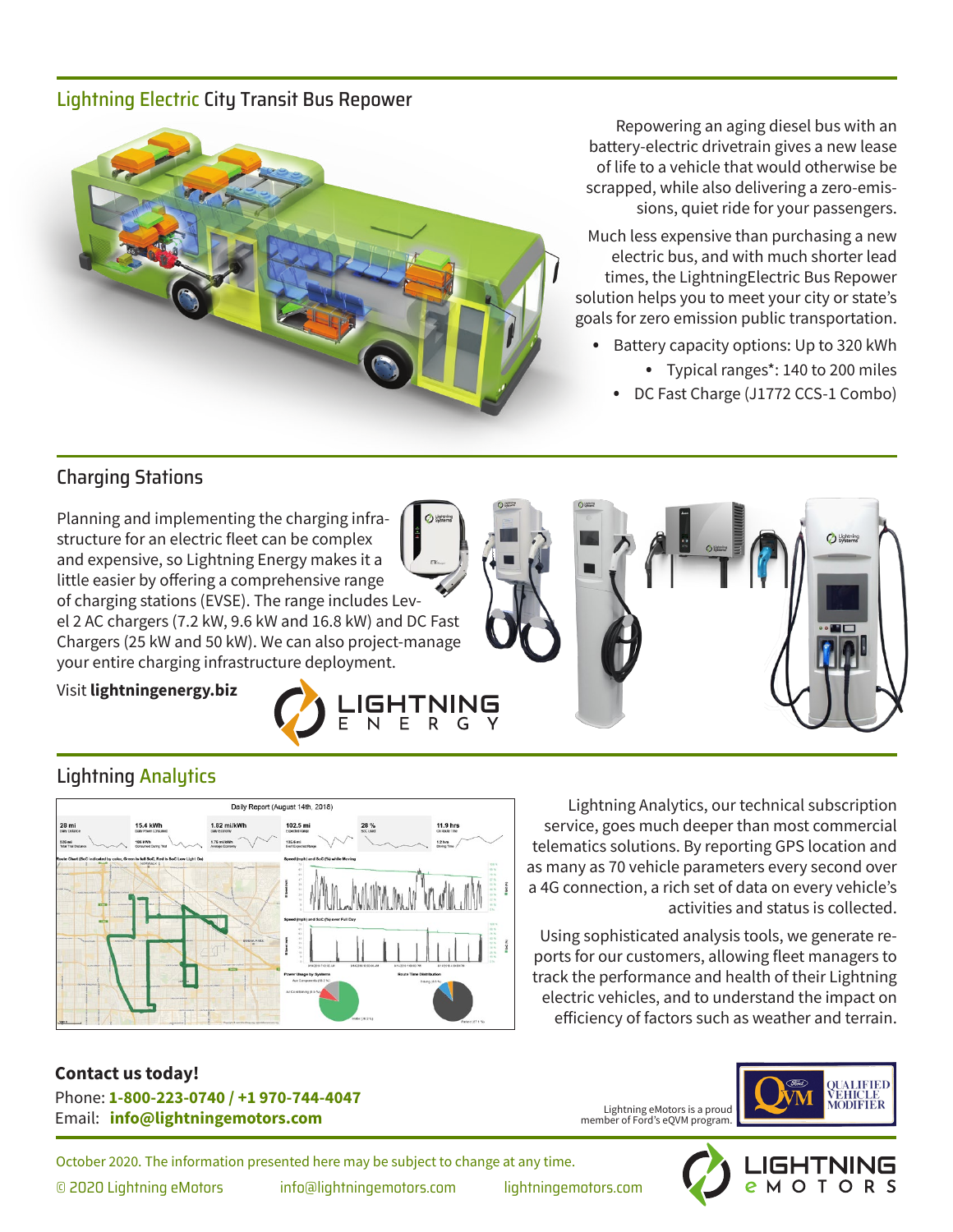## Lightning Electric City Transit Bus Repower

Repowering an aging diesel bus with an battery-electric drivetrain gives a new lease of life to a vehicle that would otherwise be scrapped, while also delivering a zero-emissions, quiet ride for your passengers.

Much less expensive than purchasing a new electric bus, and with much shorter lead times, the LightningElectric Bus Repower solution helps you to meet your city or state's goals for zero emission public transportation.

- Battery capacity options: Up to 320 kWh
- Typical ranges*: 140 to 200 miles
- DC Fast Charge (J1772 CCS-1 Combo)

## Charging Stations

Planning and implementing the charging infrastructure for an electric fleet can be complex and expensive, so Lightning Energy makes it a little easier by offering a comprehensive range of charging stations (EVSE). The range includes Level 2 AC chargers (7.2 kW, 9.6 kW and 16.8 kW) and DC Fast Chargers (25 kW and 50 kW). We can also project-manage your entire charging infrastructure deployment.

Visit **lightningenergy.biz**

LIGHTNING ENERGY

## Lightning Analytics

Daily Report (August 14th, 2018)

Lightning Analytics, our technical subscription service, goes much deeper than most commercial telematics solutions. By reporting GPS location and as many as 70 vehicle parameters every second over a 4G connection, a rich set of data on every vehicle's activities and status is collected.

Using sophisticated analysis tools, we generate reports for our customers, allowing fleet managers to track the performance and health of their Lightning electric vehicles, and to understand the impact on efficiency of factors such as weather and terrain.

**Contact us today!**

Phone: **1-800-223-0740 / +1 970-744-4047**

Email: **info@lightningemotors.com**

Lightning eMotors is a proud member of Ford's eQVM program.

QVM QUALIFIED VEHICLE MODIFIER

October 2020. The information presented here may be subject to change at any time.

© 2020 Lightning eMotors info@lightningemotors.com lightningemotors.com

LIGHTNING eMOTORS